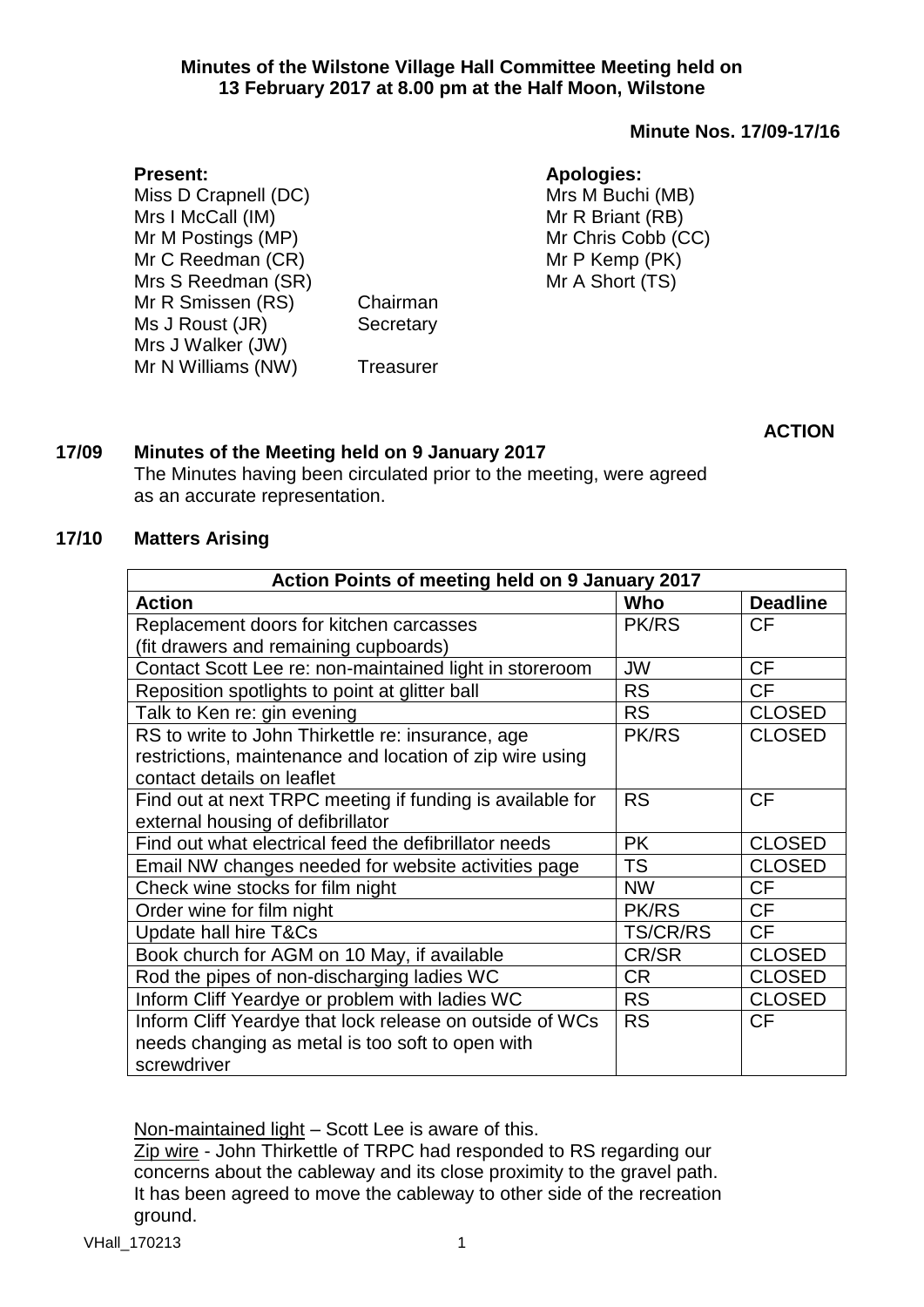**Minutes of the Wilstone Village Hall Committee Meeting held on 13 February 2017 at 8.00 pm at the Half Moon, Wilstone**

**Minute Nos. 17/09-17/16**

**Present:**

Miss D Crapnell (DC)
Mrs I McCall (IM)
Mr M Postings (MP)
Mr C Reedman (CR)
Mrs S Reedman (SR)
Mr R Smissen (RS) Chairman
Ms J Roust (JR) Secretary
Mrs J Walker (JW)
Mr N Williams (NW) Treasurer

**Apologies:**

Mrs M Buchi (MB)
Mr R Briant (RB)
Mr Chris Cobb (CC)
Mr P Kemp (PK)
Mr A Short (TS)

**ACTION**

## 17/09 Minutes of the Meeting held on 9 January 2017

The Minutes having been circulated prior to the meeting, were agreed as an accurate representation.

## 17/10 Matters Arising

| Action Points of meeting held on 9 January 2017 | | |
|---|---|---|
| **Action** | **Who** | **Deadline** |
| Replacement doors for kitchen carcasses (fit drawers and remaining cupboards) | PK/RS | CF |
| Contact Scott Lee re: non-maintained light in storeroom | JW | CF |
| Reposition spotlights to point at glitter ball | RS | CF |
| Talk to Ken re: gin evening | RS | CLOSED |
| RS to write to John Thirkettle re: insurance, age restrictions, maintenance and location of zip wire using contact details on leaflet | PK/RS | CLOSED |
| Find out at next TRPC meeting if funding is available for external housing of defibrillator | RS | CF |
| Find out what electrical feed the defibrillator needs | PK | CLOSED |
| Email NW changes needed for website activities page | TS | CLOSED |
| Check wine stocks for film night | NW | CF |
| Order wine for film night | PK/RS | CF |
| Update hall hire T&Cs | TS/CR/RS | CF |
| Book church for AGM on 10 May, if available | CR/SR | CLOSED |
| Rod the pipes of non-discharging ladies WC | CR | CLOSED |
| Inform Cliff Yeardye or problem with ladies WC | RS | CLOSED |
| Inform Cliff Yeardye that lock release on outside of WCs needs changing as metal is too soft to open with screwdriver | RS | CF |

Non-maintained light – Scott Lee is aware of this.

Zip wire - John Thirkettle of TRPC had responded to RS regarding our concerns about the cableway and its close proximity to the gravel path. It has been agreed to move the cableway to other side of the recreation ground.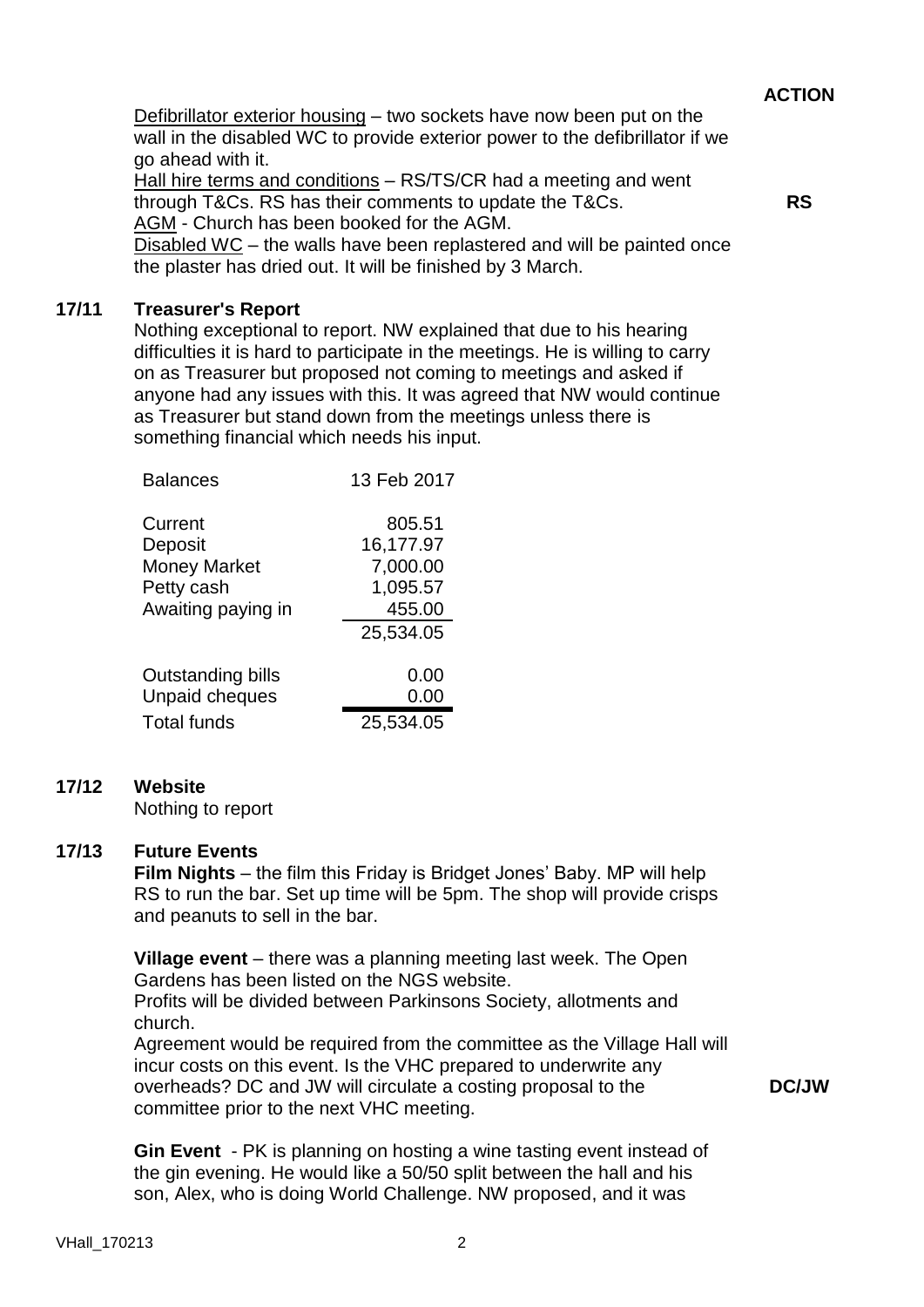**ACTION**

Defibrillator exterior housing – two sockets have now been put on the wall in the disabled WC to provide exterior power to the defibrillator if we go ahead with it.

Hall hire terms and conditions – RS/TS/CR had a meeting and went through T&Cs. RS has their comments to update the T&Cs. **RS**

AGM - Church has been booked for the AGM.

Disabled WC – the walls have been replastered and will be painted once the plaster has dried out. It will be finished by 3 March.

**17/11 Treasurer's Report**

Nothing exceptional to report. NW explained that due to his hearing difficulties it is hard to participate in the meetings. He is willing to carry on as Treasurer but proposed not coming to meetings and asked if anyone had any issues with this. It was agreed that NW would continue as Treasurer but stand down from the meetings unless there is something financial which needs his input.

| Balances | 13 Feb 2017 |
|---|---|
| Current | 805.51 |
| Deposit | 16,177.97 |
| Money Market | 7,000.00 |
| Petty cash | 1,095.57 |
| Awaiting paying in | 455.00 |
| | 25,534.05 |
| Outstanding bills | 0.00 |
| Unpaid cheques | 0.00 |
| Total funds | 25,534.05 |

**17/12 Website**

Nothing to report

**17/13 Future Events**

**Film Nights** – the film this Friday is Bridget Jones' Baby. MP will help RS to run the bar. Set up time will be 5pm. The shop will provide crisps and peanuts to sell in the bar.

**Village event** – there was a planning meeting last week. The Open Gardens has been listed on the NGS website.

Profits will be divided between Parkinsons Society, allotments and church.

Agreement would be required from the committee as the Village Hall will incur costs on this event. Is the VHC prepared to underwrite any overheads? DC and JW will circulate a costing proposal to the committee prior to the next VHC meeting. **DC/JW**

**Gin Event** - PK is planning on hosting a wine tasting event instead of the gin evening. He would like a 50/50 split between the hall and his son, Alex, who is doing World Challenge. NW proposed, and it was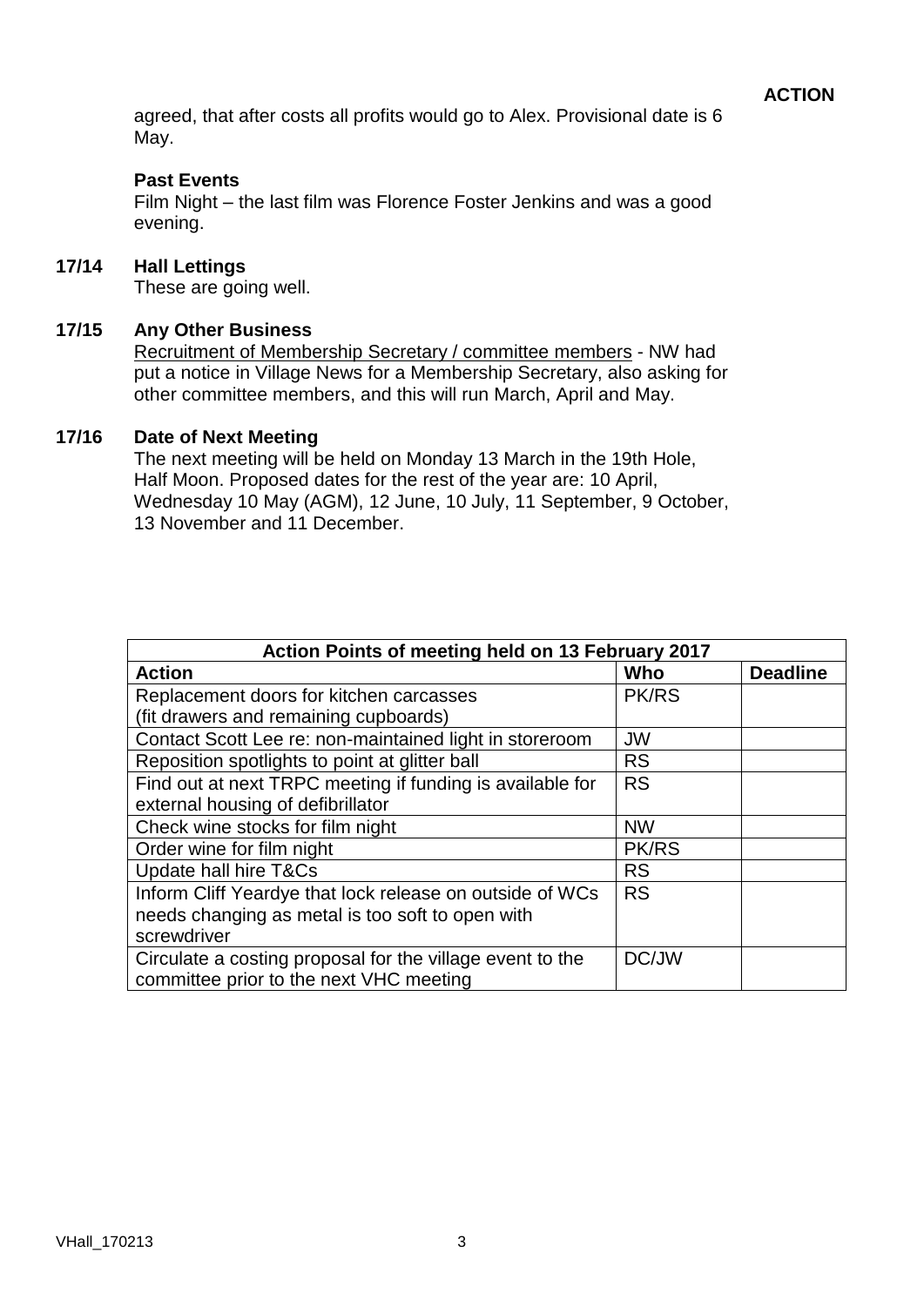**ACTION**

agreed, that after costs all profits would go to Alex. Provisional date is 6 May.

**Past Events**

Film Night – the last film was Florence Foster Jenkins and was a good evening.

**17/14 Hall Lettings**

These are going well.

**17/15 Any Other Business**

Recruitment of Membership Secretary / committee members - NW had put a notice in Village News for a Membership Secretary, also asking for other committee members, and this will run March, April and May.

**17/16 Date of Next Meeting**

The next meeting will be held on Monday 13 March in the 19th Hole, Half Moon. Proposed dates for the rest of the year are: 10 April, Wednesday 10 May (AGM), 12 June, 10 July, 11 September, 9 October, 13 November and 11 December.

| Action Points of meeting held on 13 February 2017 | | |
|---|---|---|
| **Action** | **Who** | **Deadline** |
| Replacement doors for kitchen carcasses (fit drawers and remaining cupboards) | PK/RS | |
| Contact Scott Lee re: non-maintained light in storeroom | JW | |
| Reposition spotlights to point at glitter ball | RS | |
| Find out at next TRPC meeting if funding is available for external housing of defibrillator | RS | |
| Check wine stocks for film night | NW | |
| Order wine for film night | PK/RS | |
| Update hall hire T&Cs | RS | |
| Inform Cliff Yeardye that lock release on outside of WCs needs changing as metal is too soft to open with screwdriver | RS | |
| Circulate a costing proposal for the village event to the committee prior to the next VHC meeting | DC/JW | |